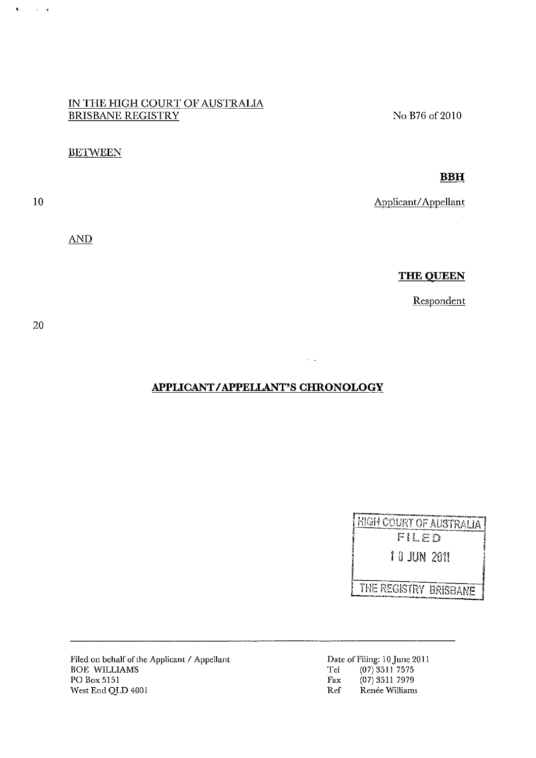IN THE HIGH COURT OF AUSTRALIA
BRISBANE REGISTRY

No B76 of 2010

BETWEEN

**BBH**

Applicant/Appellant

AND

**THE QUEEN**

Respondent

## APPLICANT/APPELLANT'S CHRONOLOGY

HIGH COURT OF AUSTRALIA
FILED
10 JUN 2011
THE REGISTRY BRISBANE

Filed on behalf of the Applicant / Appellant
BOE WILLIAMS
PO Box 5151
West End QLD 4001

Date of Filing: 10 June 2011
Tel (07) 3511 7575
Fax (07) 3511 7979
Ref Renée Williams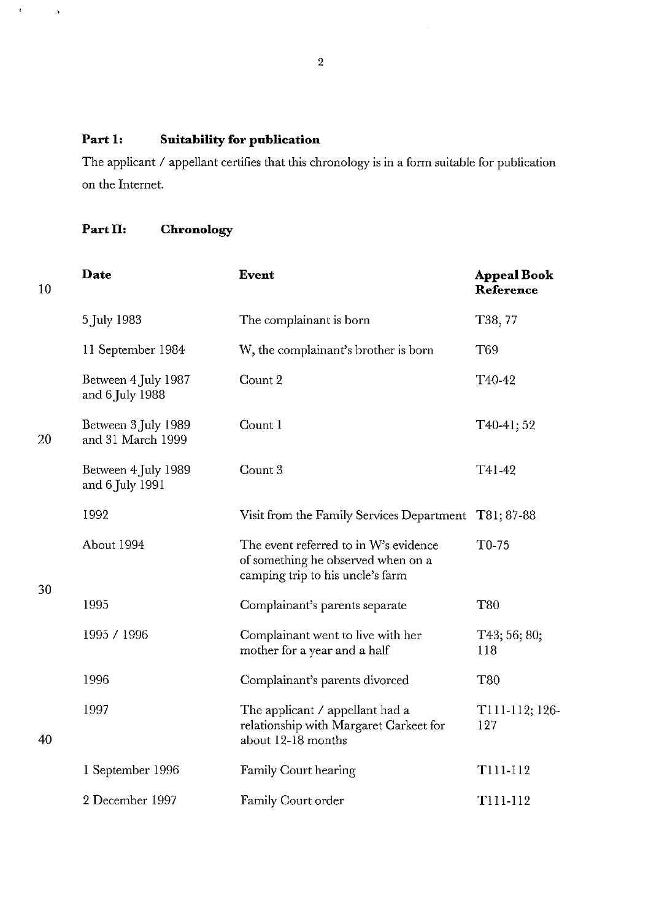## Part 1: Suitability for publication

The applicant / appellant certifies that this chronology is in a form suitable for publication on the Internet.

## Part II: Chronology

| Date | Event | Appeal Book Reference |
|---|---|---|
| 5 July 1983 | The complainant is born | T38, 77 |
| 11 September 1984 | W, the complainant's brother is born | T69 |
| Between 4 July 1987 and 6 July 1988 | Count 2 | T40-42 |
| Between 3 July 1989 and 31 March 1999 | Count 1 | T40-41; 52 |
| Between 4 July 1989 and 6 July 1991 | Count 3 | T41-42 |
| 1992 | Visit from the Family Services Department | T81; 87-88 |
| About 1994 | The event referred to in W's evidence of something he observed when on a camping trip to his uncle's farm | T0-75 |
| 1995 | Complainant's parents separate | T80 |
| 1995 / 1996 | Complainant went to live with her mother for a year and a half | T43; 56; 80; 118 |
| 1996 | Complainant's parents divorced | T80 |
| 1997 | The applicant / appellant had a relationship with Margaret Carkeet for about 12-18 months | T111-112; 126-127 |
| 1 September 1996 | Family Court hearing | T111-112 |
| 2 December 1997 | Family Court order | T111-112 |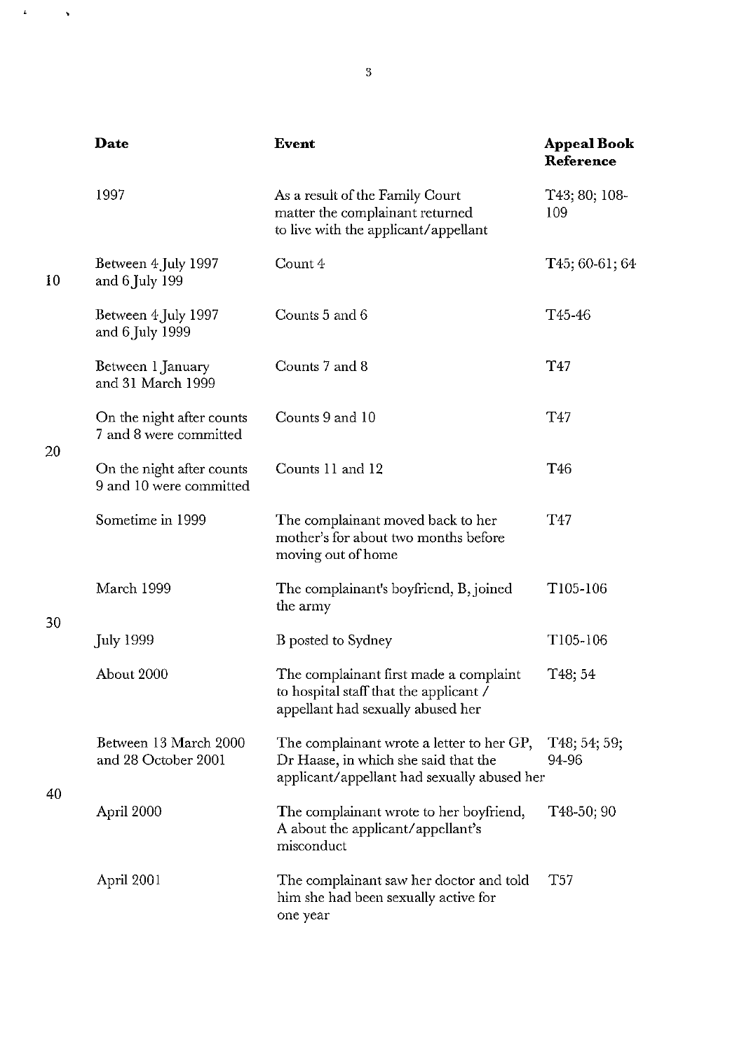| Date | Event | Appeal Book Reference |
|---|---|---|
| 1997 | As a result of the Family Court matter the complainant returned to live with the applicant/appellant | T43; 80; 108-109 |
| Between 4 July 1997 and 6 July 199 | Count 4 | T45; 60-61; 64 |
| Between 4 July 1997 and 6 July 1999 | Counts 5 and 6 | T45-46 |
| Between 1 January and 31 March 1999 | Counts 7 and 8 | T47 |
| On the night after counts 7 and 8 were committed | Counts 9 and 10 | T47 |
| On the night after counts 9 and 10 were committed | Counts 11 and 12 | T46 |
| Sometime in 1999 | The complainant moved back to her mother's for about two months before moving out of home | T47 |
| March 1999 | The complainant's boyfriend, B, joined the army | T105-106 |
| July 1999 | B posted to Sydney | T105-106 |
| About 2000 | The complainant first made a complaint to hospital staff that the applicant / appellant had sexually abused her | T48; 54 |
| Between 13 March 2000 and 28 October 2001 | The complainant wrote a letter to her GP, Dr Haase, in which she said that the applicant/appellant had sexually abused her | T48; 54; 59; 94-96 |
| April 2000 | The complainant wrote to her boyfriend, A about the applicant/appellant's misconduct | T48-50; 90 |
| April 2001 | The complainant saw her doctor and told him she had been sexually active for one year | T57 |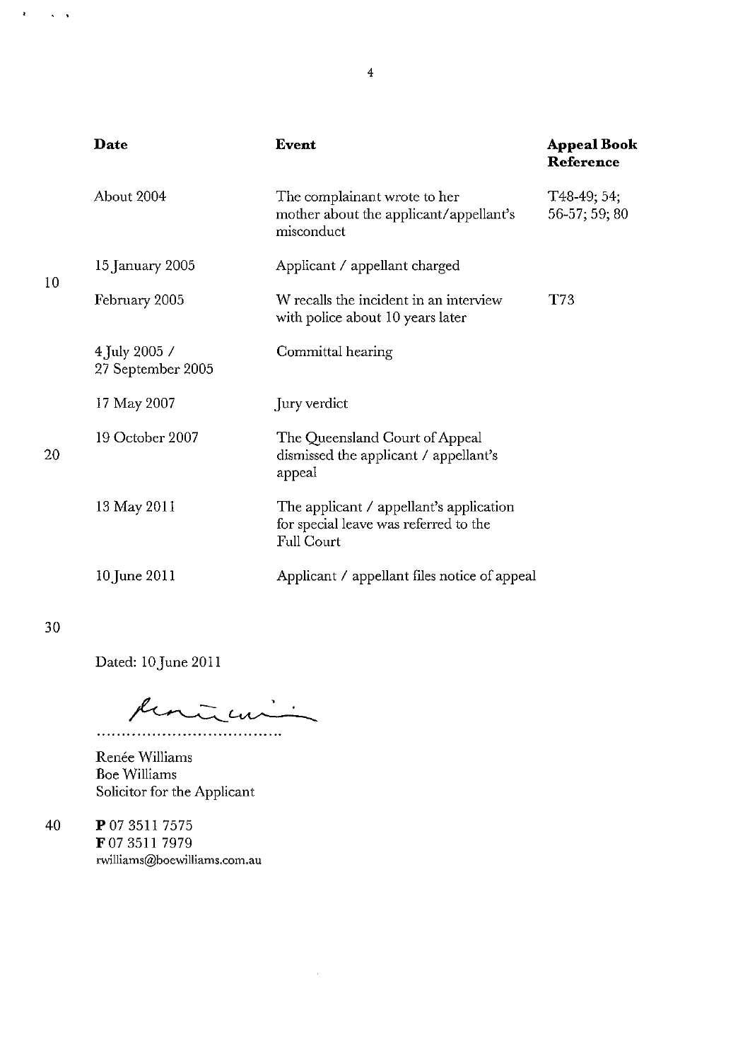| Date | Event | Appeal Book Reference |
| --- | --- | --- |
| About 2004 | The complainant wrote to her mother about the applicant/appellant's misconduct | T48-49; 54; 56-57; 59; 80 |
| 15 January 2005 | Applicant / appellant charged | |
| February 2005 | W recalls the incident in an interview with police about 10 years later | T73 |
| 4 July 2005 / 27 September 2005 | Committal hearing | |
| 17 May 2007 | Jury verdict | |
| 19 October 2007 | The Queensland Court of Appeal dismissed the applicant / appellant's appeal | |
| 13 May 2011 | The applicant / appellant's application for special leave was referred to the Full Court | |
| 10 June 2011 | Applicant / appellant files notice of appeal | |

Dated: 10 June 2011

.....................................

Renée Williams
Boe Williams
Solicitor for the Applicant

**P** 07 3511 7575
**F** 07 3511 7979
rwilliams@boewilliams.com.au